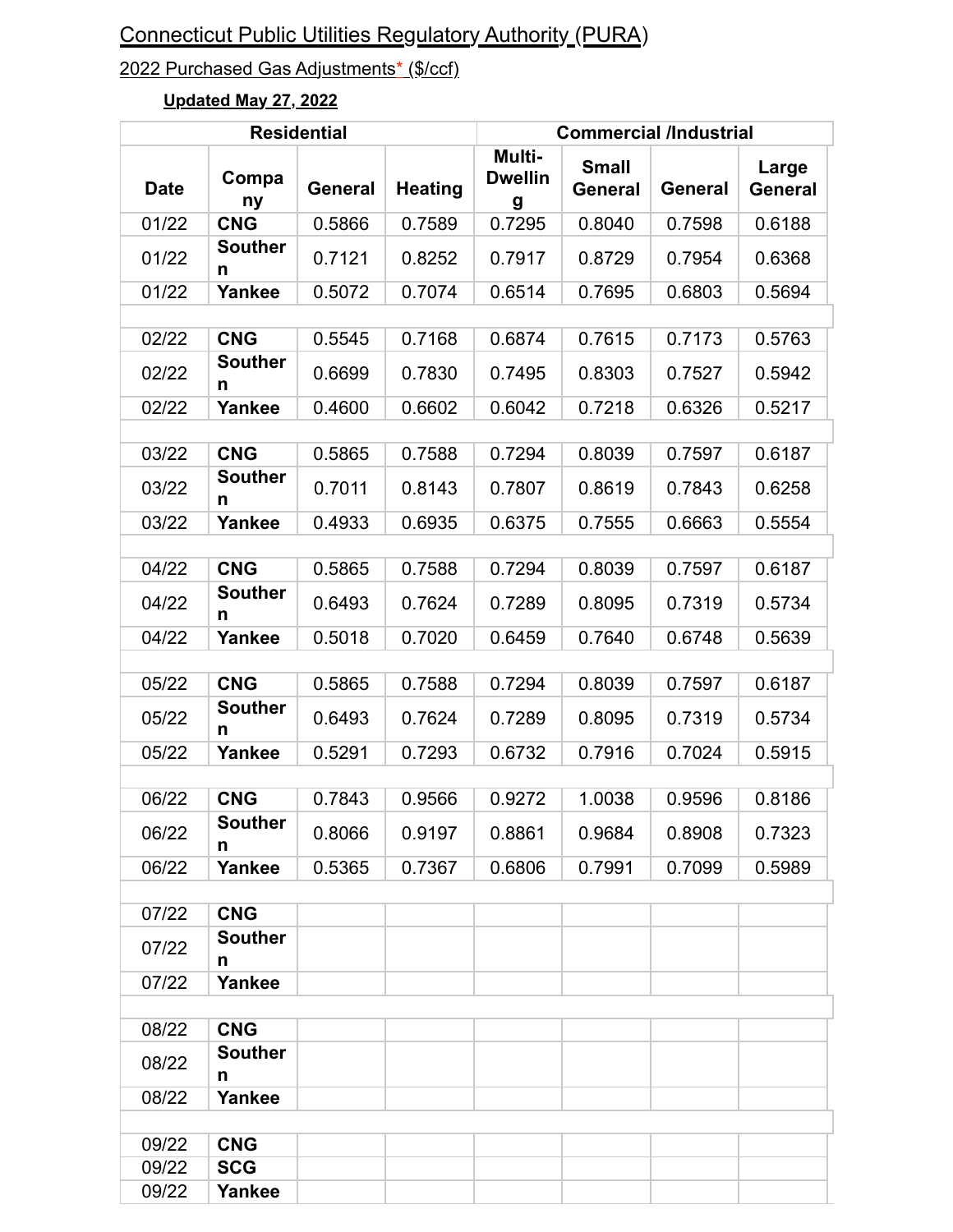# Connecticut Public Utilities Regulatory Authority (PURA)

2022 Purchased Gas Adjustments* ($/ccf)

**Updated May 27, 2022**

| Residential | | | | Commercial /Industrial | | | |
|---|---|---|---|---|---|---|---|
| **Date** | **Company** | **General** | **Heating** | **Multi-Dwelling** | **Small General** | **General** | **Large General** |
| 01/22 | **CNG** | 0.5866 | 0.7589 | 0.7295 | 0.8040 | 0.7598 | 0.6188 |
| 01/22 | **Southern** | 0.7121 | 0.8252 | 0.7917 | 0.8729 | 0.7954 | 0.6368 |
| 01/22 | **Yankee** | 0.5072 | 0.7074 | 0.6514 | 0.7695 | 0.6803 | 0.5694 |
| | | | | | | | |
| 02/22 | **CNG** | 0.5545 | 0.7168 | 0.6874 | 0.7615 | 0.7173 | 0.5763 |
| 02/22 | **Southern** | 0.6699 | 0.7830 | 0.7495 | 0.8303 | 0.7527 | 0.5942 |
| 02/22 | **Yankee** | 0.4600 | 0.6602 | 0.6042 | 0.7218 | 0.6326 | 0.5217 |
| | | | | | | | |
| 03/22 | **CNG** | 0.5865 | 0.7588 | 0.7294 | 0.8039 | 0.7597 | 0.6187 |
| 03/22 | **Southern** | 0.7011 | 0.8143 | 0.7807 | 0.8619 | 0.7843 | 0.6258 |
| 03/22 | **Yankee** | 0.4933 | 0.6935 | 0.6375 | 0.7555 | 0.6663 | 0.5554 |
| | | | | | | | |
| 04/22 | **CNG** | 0.5865 | 0.7588 | 0.7294 | 0.8039 | 0.7597 | 0.6187 |
| 04/22 | **Southern** | 0.6493 | 0.7624 | 0.7289 | 0.8095 | 0.7319 | 0.5734 |
| 04/22 | **Yankee** | 0.5018 | 0.7020 | 0.6459 | 0.7640 | 0.6748 | 0.5639 |
| | | | | | | | |
| 05/22 | **CNG** | 0.5865 | 0.7588 | 0.7294 | 0.8039 | 0.7597 | 0.6187 |
| 05/22 | **Southern** | 0.6493 | 0.7624 | 0.7289 | 0.8095 | 0.7319 | 0.5734 |
| 05/22 | **Yankee** | 0.5291 | 0.7293 | 0.6732 | 0.7916 | 0.7024 | 0.5915 |
| | | | | | | | |
| 06/22 | **CNG** | 0.7843 | 0.9566 | 0.9272 | 1.0038 | 0.9596 | 0.8186 |
| 06/22 | **Southern** | 0.8066 | 0.9197 | 0.8861 | 0.9684 | 0.8908 | 0.7323 |
| 06/22 | **Yankee** | 0.5365 | 0.7367 | 0.6806 | 0.7991 | 0.7099 | 0.5989 |
| | | | | | | | |
| 07/22 | **CNG** | | | | | | |
| 07/22 | **Southern** | | | | | | |
| 07/22 | **Yankee** | | | | | | |
| | | | | | | | |
| 08/22 | **CNG** | | | | | | |
| 08/22 | **Southern** | | | | | | |
| 08/22 | **Yankee** | | | | | | |
| | | | | | | | |
| 09/22 | **CNG** | | | | | | |
| 09/22 | **SCG** | | | | | | |
| 09/22 | **Yankee** | | | | | | |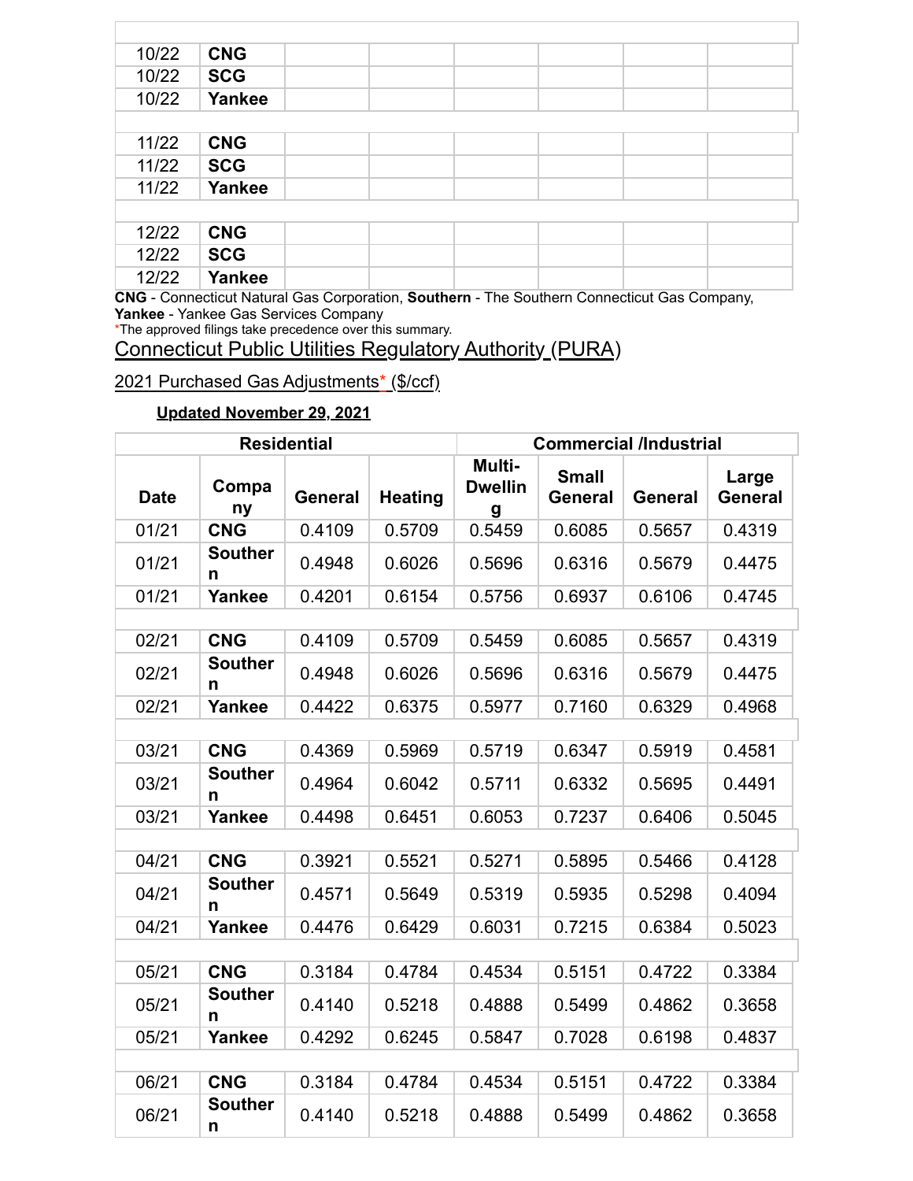| | | | | | | | |
|---|---|---|---|---|---|---|---|
| 10/22 | **CNG** | | | | | | |
| 10/22 | **SCG** | | | | | | |
| 10/22 | **Yankee** | | | | | | |
| | | | | | | | |
| 11/22 | **CNG** | | | | | | |
| 11/22 | **SCG** | | | | | | |
| 11/22 | **Yankee** | | | | | | |
| | | | | | | | |
| 12/22 | **CNG** | | | | | | |
| 12/22 | **SCG** | | | | | | |
| 12/22 | **Yankee** | | | | | | |

**CNG** - Connecticut Natural Gas Corporation, **Southern** - The Southern Connecticut Gas Company, **Yankee** - Yankee Gas Services Company

*The approved filings take precedence over this summary.

## Connecticut Public Utilities Regulatory Authority (PURA)

2021 Purchased Gas Adjustments* ($/ccf)

**Updated November 29, 2021**

| Residential | | | | Commercial /Industrial | | | |
|---|---|---|---|---|---|---|---|
| **Date** | **Company** | **General** | **Heating** | **Multi-Dwelling** | **Small General** | **General** | **Large General** |
| 01/21 | **CNG** | 0.4109 | 0.5709 | 0.5459 | 0.6085 | 0.5657 | 0.4319 |
| 01/21 | **Southern** | 0.4948 | 0.6026 | 0.5696 | 0.6316 | 0.5679 | 0.4475 |
| 01/21 | **Yankee** | 0.4201 | 0.6154 | 0.5756 | 0.6937 | 0.6106 | 0.4745 |
| | | | | | | | |
| 02/21 | **CNG** | 0.4109 | 0.5709 | 0.5459 | 0.6085 | 0.5657 | 0.4319 |
| 02/21 | **Southern** | 0.4948 | 0.6026 | 0.5696 | 0.6316 | 0.5679 | 0.4475 |
| 02/21 | **Yankee** | 0.4422 | 0.6375 | 0.5977 | 0.7160 | 0.6329 | 0.4968 |
| | | | | | | | |
| 03/21 | **CNG** | 0.4369 | 0.5969 | 0.5719 | 0.6347 | 0.5919 | 0.4581 |
| 03/21 | **Southern** | 0.4964 | 0.6042 | 0.5711 | 0.6332 | 0.5695 | 0.4491 |
| 03/21 | **Yankee** | 0.4498 | 0.6451 | 0.6053 | 0.7237 | 0.6406 | 0.5045 |
| | | | | | | | |
| 04/21 | **CNG** | 0.3921 | 0.5521 | 0.5271 | 0.5895 | 0.5466 | 0.4128 |
| 04/21 | **Southern** | 0.4571 | 0.5649 | 0.5319 | 0.5935 | 0.5298 | 0.4094 |
| 04/21 | **Yankee** | 0.4476 | 0.6429 | 0.6031 | 0.7215 | 0.6384 | 0.5023 |
| | | | | | | | |
| 05/21 | **CNG** | 0.3184 | 0.4784 | 0.4534 | 0.5151 | 0.4722 | 0.3384 |
| 05/21 | **Southern** | 0.4140 | 0.5218 | 0.4888 | 0.5499 | 0.4862 | 0.3658 |
| 05/21 | **Yankee** | 0.4292 | 0.6245 | 0.5847 | 0.7028 | 0.6198 | 0.4837 |
| | | | | | | | |
| 06/21 | **CNG** | 0.3184 | 0.4784 | 0.4534 | 0.5151 | 0.4722 | 0.3384 |
| 06/21 | **Southern** | 0.4140 | 0.5218 | 0.4888 | 0.5499 | 0.4862 | 0.3658 |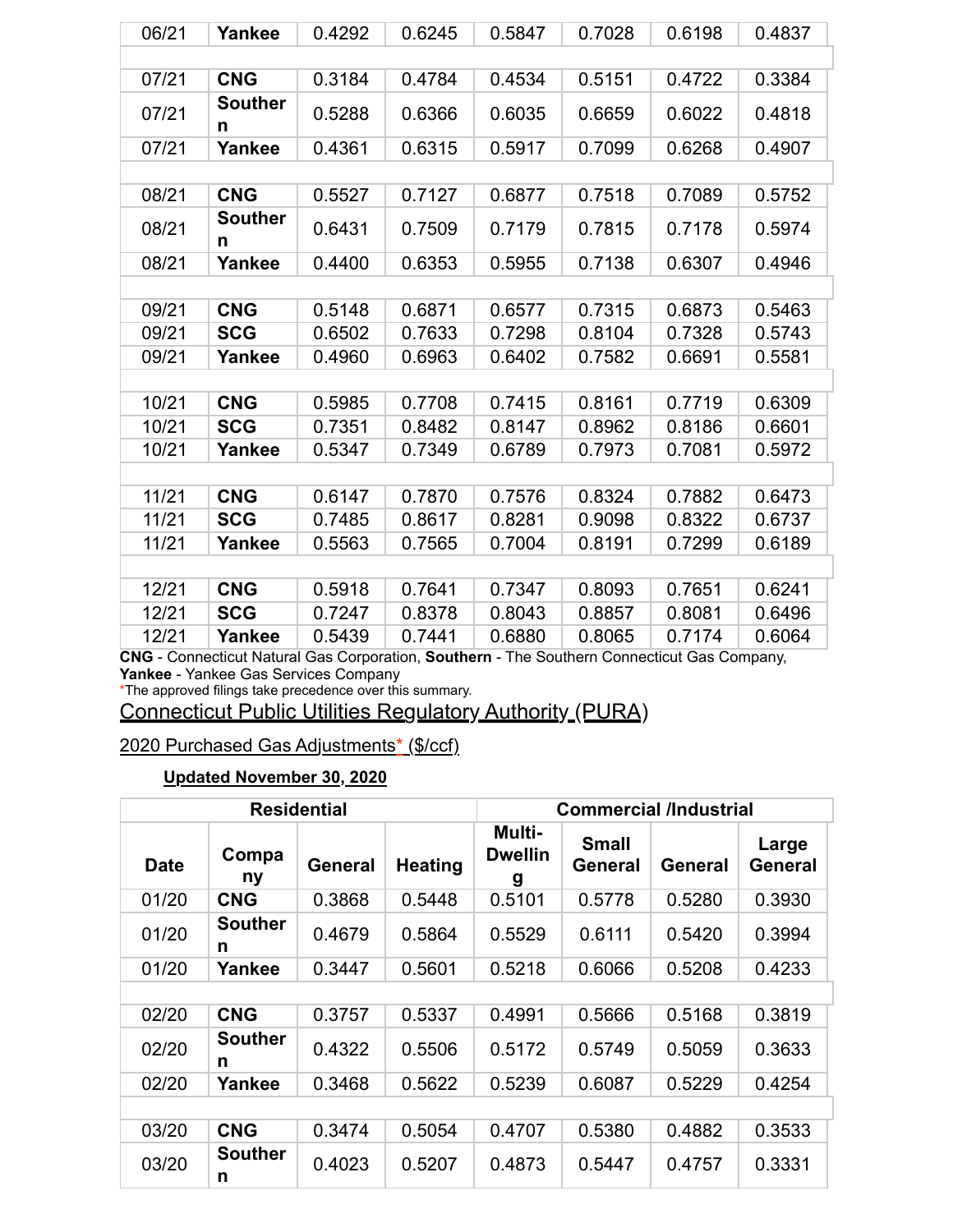| | | | | | | | |
|---|---|---|---|---|---|---|---|
| 06/21 | **Yankee** | 0.4292 | 0.6245 | 0.5847 | 0.7028 | 0.6198 | 0.4837 |
| | | | | | | | |
| 07/21 | **CNG** | 0.3184 | 0.4784 | 0.4534 | 0.5151 | 0.4722 | 0.3384 |
| 07/21 | **Southern** | 0.5288 | 0.6366 | 0.6035 | 0.6659 | 0.6022 | 0.4818 |
| 07/21 | **Yankee** | 0.4361 | 0.6315 | 0.5917 | 0.7099 | 0.6268 | 0.4907 |
| | | | | | | | |
| 08/21 | **CNG** | 0.5527 | 0.7127 | 0.6877 | 0.7518 | 0.7089 | 0.5752 |
| 08/21 | **Southern** | 0.6431 | 0.7509 | 0.7179 | 0.7815 | 0.7178 | 0.5974 |
| 08/21 | **Yankee** | 0.4400 | 0.6353 | 0.5955 | 0.7138 | 0.6307 | 0.4946 |
| | | | | | | | |
| 09/21 | **CNG** | 0.5148 | 0.6871 | 0.6577 | 0.7315 | 0.6873 | 0.5463 |
| 09/21 | **SCG** | 0.6502 | 0.7633 | 0.7298 | 0.8104 | 0.7328 | 0.5743 |
| 09/21 | **Yankee** | 0.4960 | 0.6963 | 0.6402 | 0.7582 | 0.6691 | 0.5581 |
| | | | | | | | |
| 10/21 | **CNG** | 0.5985 | 0.7708 | 0.7415 | 0.8161 | 0.7719 | 0.6309 |
| 10/21 | **SCG** | 0.7351 | 0.8482 | 0.8147 | 0.8962 | 0.8186 | 0.6601 |
| 10/21 | **Yankee** | 0.5347 | 0.7349 | 0.6789 | 0.7973 | 0.7081 | 0.5972 |
| | | | | | | | |
| 11/21 | **CNG** | 0.6147 | 0.7870 | 0.7576 | 0.8324 | 0.7882 | 0.6473 |
| 11/21 | **SCG** | 0.7485 | 0.8617 | 0.8281 | 0.9098 | 0.8322 | 0.6737 |
| 11/21 | **Yankee** | 0.5563 | 0.7565 | 0.7004 | 0.8191 | 0.7299 | 0.6189 |
| | | | | | | | |
| 12/21 | **CNG** | 0.5918 | 0.7641 | 0.7347 | 0.8093 | 0.7651 | 0.6241 |
| 12/21 | **SCG** | 0.7247 | 0.8378 | 0.8043 | 0.8857 | 0.8081 | 0.6496 |
| 12/21 | **Yankee** | 0.5439 | 0.7441 | 0.6880 | 0.8065 | 0.7174 | 0.6064 |

**CNG** - Connecticut Natural Gas Corporation, **Southern** - The Southern Connecticut Gas Company, **Yankee** - Yankee Gas Services Company

*The approved filings take precedence over this summary.

## Connecticut Public Utilities Regulatory Authority (PURA)

2020 Purchased Gas Adjustments* ($/ccf)

**Updated November 30, 2020**

| Residential | | | | Commercial /Industrial | | | |
|---|---|---|---|---|---|---|---|
| **Date** | **Company** | **General** | **Heating** | **Multi-Dwelling** | **Small General** | **General** | **Large General** |
| 01/20 | **CNG** | 0.3868 | 0.5448 | 0.5101 | 0.5778 | 0.5280 | 0.3930 |
| 01/20 | **Southern** | 0.4679 | 0.5864 | 0.5529 | 0.6111 | 0.5420 | 0.3994 |
| 01/20 | **Yankee** | 0.3447 | 0.5601 | 0.5218 | 0.6066 | 0.5208 | 0.4233 |
| | | | | | | | |
| 02/20 | **CNG** | 0.3757 | 0.5337 | 0.4991 | 0.5666 | 0.5168 | 0.3819 |
| 02/20 | **Southern** | 0.4322 | 0.5506 | 0.5172 | 0.5749 | 0.5059 | 0.3633 |
| 02/20 | **Yankee** | 0.3468 | 0.5622 | 0.5239 | 0.6087 | 0.5229 | 0.4254 |
| | | | | | | | |
| 03/20 | **CNG** | 0.3474 | 0.5054 | 0.4707 | 0.5380 | 0.4882 | 0.3533 |
| 03/20 | **Southern** | 0.4023 | 0.5207 | 0.4873 | 0.5447 | 0.4757 | 0.3331 |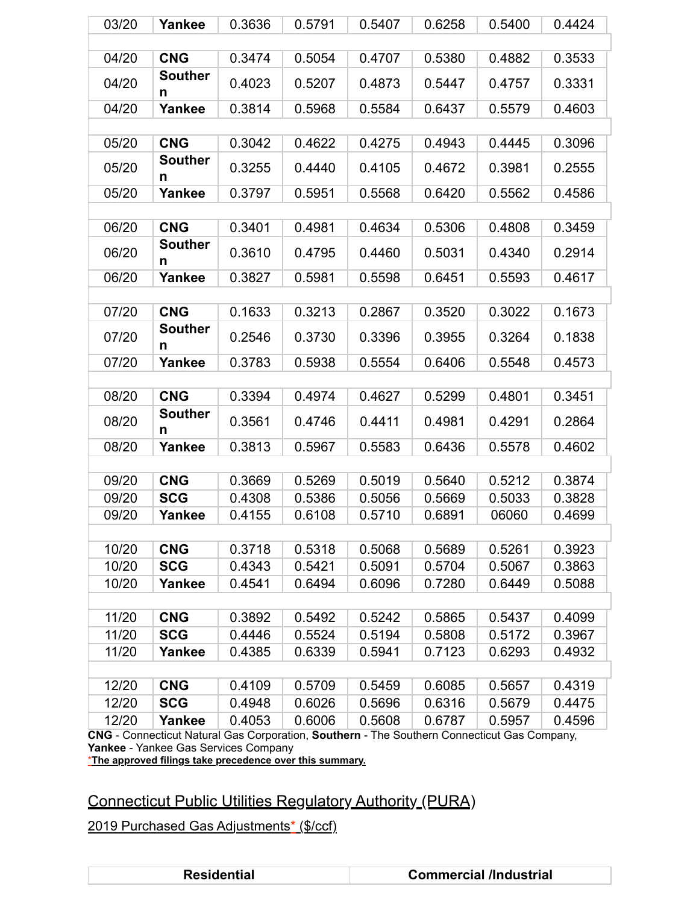| | | | | | | | |
|---|---|---|---|---|---|---|---|
| 03/20 | **Yankee** | 0.3636 | 0.5791 | 0.5407 | 0.6258 | 0.5400 | 0.4424 |
| | | | | | | | |
| 04/20 | **CNG** | 0.3474 | 0.5054 | 0.4707 | 0.5380 | 0.4882 | 0.3533 |
| 04/20 | **Southern** | 0.4023 | 0.5207 | 0.4873 | 0.5447 | 0.4757 | 0.3331 |
| 04/20 | **Yankee** | 0.3814 | 0.5968 | 0.5584 | 0.6437 | 0.5579 | 0.4603 |
| | | | | | | | |
| 05/20 | **CNG** | 0.3042 | 0.4622 | 0.4275 | 0.4943 | 0.4445 | 0.3096 |
| 05/20 | **Southern** | 0.3255 | 0.4440 | 0.4105 | 0.4672 | 0.3981 | 0.2555 |
| 05/20 | **Yankee** | 0.3797 | 0.5951 | 0.5568 | 0.6420 | 0.5562 | 0.4586 |
| | | | | | | | |
| 06/20 | **CNG** | 0.3401 | 0.4981 | 0.4634 | 0.5306 | 0.4808 | 0.3459 |
| 06/20 | **Southern** | 0.3610 | 0.4795 | 0.4460 | 0.5031 | 0.4340 | 0.2914 |
| 06/20 | **Yankee** | 0.3827 | 0.5981 | 0.5598 | 0.6451 | 0.5593 | 0.4617 |
| | | | | | | | |
| 07/20 | **CNG** | 0.1633 | 0.3213 | 0.2867 | 0.3520 | 0.3022 | 0.1673 |
| 07/20 | **Southern** | 0.2546 | 0.3730 | 0.3396 | 0.3955 | 0.3264 | 0.1838 |
| 07/20 | **Yankee** | 0.3783 | 0.5938 | 0.5554 | 0.6406 | 0.5548 | 0.4573 |
| | | | | | | | |
| 08/20 | **CNG** | 0.3394 | 0.4974 | 0.4627 | 0.5299 | 0.4801 | 0.3451 |
| 08/20 | **Southern** | 0.3561 | 0.4746 | 0.4411 | 0.4981 | 0.4291 | 0.2864 |
| 08/20 | **Yankee** | 0.3813 | 0.5967 | 0.5583 | 0.6436 | 0.5578 | 0.4602 |
| | | | | | | | |
| 09/20 | **CNG** | 0.3669 | 0.5269 | 0.5019 | 0.5640 | 0.5212 | 0.3874 |
| 09/20 | **SCG** | 0.4308 | 0.5386 | 0.5056 | 0.5669 | 0.5033 | 0.3828 |
| 09/20 | **Yankee** | 0.4155 | 0.6108 | 0.5710 | 0.6891 | 06060 | 0.4699 |
| | | | | | | | |
| 10/20 | **CNG** | 0.3718 | 0.5318 | 0.5068 | 0.5689 | 0.5261 | 0.3923 |
| 10/20 | **SCG** | 0.4343 | 0.5421 | 0.5091 | 0.5704 | 0.5067 | 0.3863 |
| 10/20 | **Yankee** | 0.4541 | 0.6494 | 0.6096 | 0.7280 | 0.6449 | 0.5088 |
| | | | | | | | |
| 11/20 | **CNG** | 0.3892 | 0.5492 | 0.5242 | 0.5865 | 0.5437 | 0.4099 |
| 11/20 | **SCG** | 0.4446 | 0.5524 | 0.5194 | 0.5808 | 0.5172 | 0.3967 |
| 11/20 | **Yankee** | 0.4385 | 0.6339 | 0.5941 | 0.7123 | 0.6293 | 0.4932 |
| | | | | | | | |
| 12/20 | **CNG** | 0.4109 | 0.5709 | 0.5459 | 0.6085 | 0.5657 | 0.4319 |
| 12/20 | **SCG** | 0.4948 | 0.6026 | 0.5696 | 0.6316 | 0.5679 | 0.4475 |
| 12/20 | **Yankee** | 0.4053 | 0.6006 | 0.5608 | 0.6787 | 0.5957 | 0.4596 |

**CNG** - Connecticut Natural Gas Corporation, **Southern** - The Southern Connecticut Gas Company, **Yankee** - Yankee Gas Services Company

*__The approved filings take precedence over this summary.__

## Connecticut Public Utilities Regulatory Authority (PURA)

2019 Purchased Gas Adjustments* ($/ccf)

| Residential | Commercial /Industrial |
|---|---|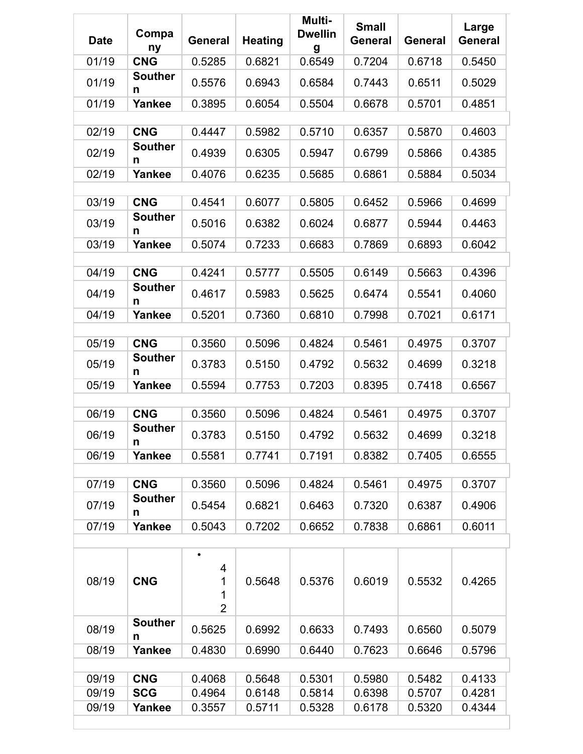| Date | Company | General | Heating | Multi-Dwelling | Small General | General | Large General |
|---|---|---|---|---|---|---|---|
| 01/19 | **CNG** | 0.5285 | 0.6821 | 0.6549 | 0.7204 | 0.6718 | 0.5450 |
| 01/19 | **Southern** | 0.5576 | 0.6943 | 0.6584 | 0.7443 | 0.6511 | 0.5029 |
| 01/19 | **Yankee** | 0.3895 | 0.6054 | 0.5504 | 0.6678 | 0.5701 | 0.4851 |
| | | | | | | | |
| 02/19 | **CNG** | 0.4447 | 0.5982 | 0.5710 | 0.6357 | 0.5870 | 0.4603 |
| 02/19 | **Southern** | 0.4939 | 0.6305 | 0.5947 | 0.6799 | 0.5866 | 0.4385 |
| 02/19 | **Yankee** | 0.4076 | 0.6235 | 0.5685 | 0.6861 | 0.5884 | 0.5034 |
| | | | | | | | |
| 03/19 | **CNG** | 0.4541 | 0.6077 | 0.5805 | 0.6452 | 0.5966 | 0.4699 |
| 03/19 | **Southern** | 0.5016 | 0.6382 | 0.6024 | 0.6877 | 0.5944 | 0.4463 |
| 03/19 | **Yankee** | 0.5074 | 0.7233 | 0.6683 | 0.7869 | 0.6893 | 0.6042 |
| | | | | | | | |
| 04/19 | **CNG** | 0.4241 | 0.5777 | 0.5505 | 0.6149 | 0.5663 | 0.4396 |
| 04/19 | **Southern** | 0.4617 | 0.5983 | 0.5625 | 0.6474 | 0.5541 | 0.4060 |
| 04/19 | **Yankee** | 0.5201 | 0.7360 | 0.6810 | 0.7998 | 0.7021 | 0.6171 |
| | | | | | | | |
| 05/19 | **CNG** | 0.3560 | 0.5096 | 0.4824 | 0.5461 | 0.4975 | 0.3707 |
| 05/19 | **Southern** | 0.3783 | 0.5150 | 0.4792 | 0.5632 | 0.4699 | 0.3218 |
| 05/19 | **Yankee** | 0.5594 | 0.7753 | 0.7203 | 0.8395 | 0.7418 | 0.6567 |
| | | | | | | | |
| 06/19 | **CNG** | 0.3560 | 0.5096 | 0.4824 | 0.5461 | 0.4975 | 0.3707 |
| 06/19 | **Southern** | 0.3783 | 0.5150 | 0.4792 | 0.5632 | 0.4699 | 0.3218 |
| 06/19 | **Yankee** | 0.5581 | 0.7741 | 0.7191 | 0.8382 | 0.7405 | 0.6555 |
| | | | | | | | |
| 07/19 | **CNG** | 0.3560 | 0.5096 | 0.4824 | 0.5461 | 0.4975 | 0.3707 |
| 07/19 | **Southern** | 0.5454 | 0.6821 | 0.6463 | 0.7320 | 0.6387 | 0.4906 |
| 07/19 | **Yankee** | 0.5043 | 0.7202 | 0.6652 | 0.7838 | 0.6861 | 0.6011 |
| | | | | | | | |
| 08/19 | **CNG** | • 4112 | 0.5648 | 0.5376 | 0.6019 | 0.5532 | 0.4265 |
| 08/19 | **Southern** | 0.5625 | 0.6992 | 0.6633 | 0.7493 | 0.6560 | 0.5079 |
| 08/19 | **Yankee** | 0.4830 | 0.6990 | 0.6440 | 0.7623 | 0.6646 | 0.5796 |
| | | | | | | | |
| 09/19 | **CNG** | 0.4068 | 0.5648 | 0.5301 | 0.5980 | 0.5482 | 0.4133 |
| 09/19 | **SCG** | 0.4964 | 0.6148 | 0.5814 | 0.6398 | 0.5707 | 0.4281 |
| 09/19 | **Yankee** | 0.3557 | 0.5711 | 0.5328 | 0.6178 | 0.5320 | 0.4344 |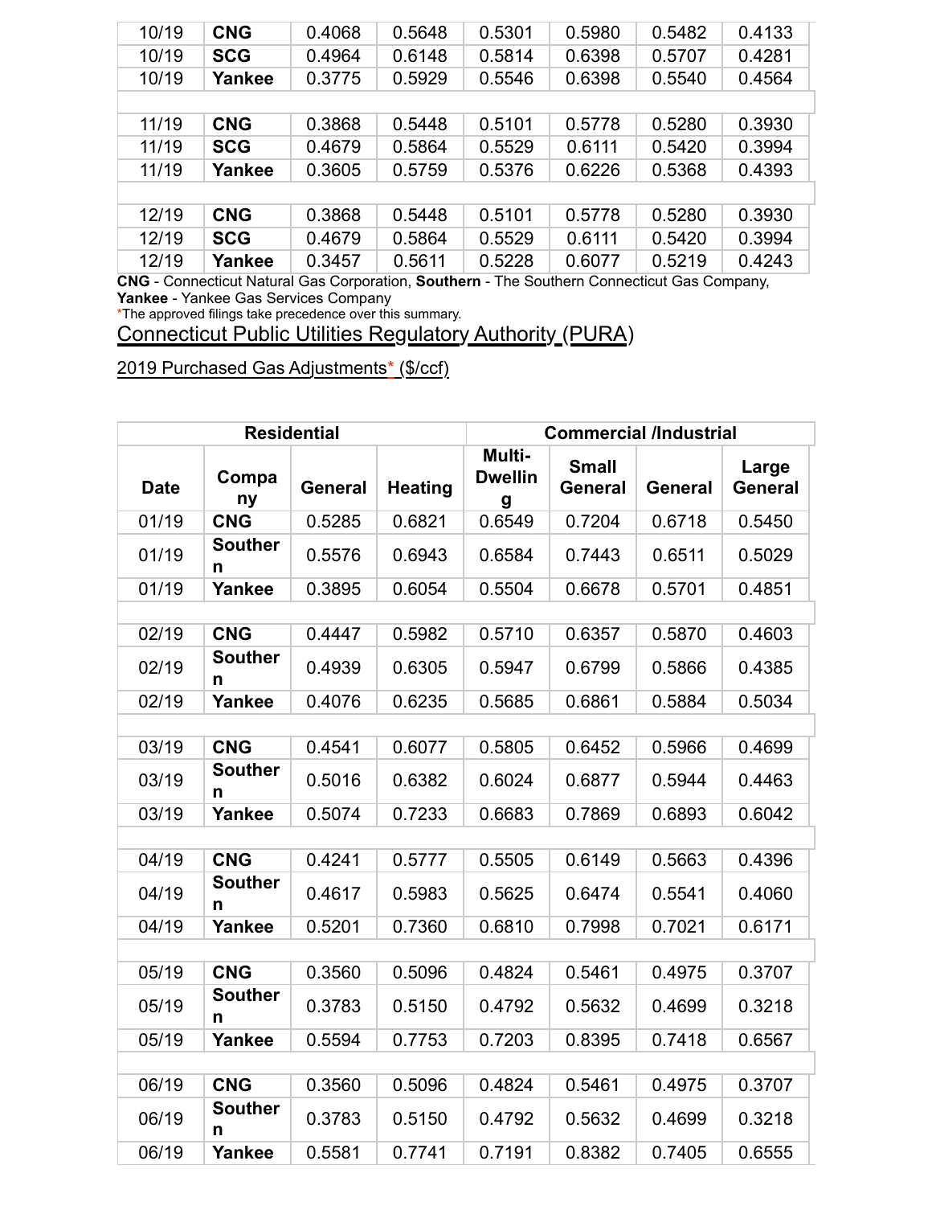| 10/19 | CNG | 0.4068 | 0.5648 | 0.5301 | 0.5980 | 0.5482 | 0.4133 |
|---|---|---|---|---|---|---|---|
| 10/19 | SCG | 0.4964 | 0.6148 | 0.5814 | 0.6398 | 0.5707 | 0.4281 |
| 10/19 | Yankee | 0.3775 | 0.5929 | 0.5546 | 0.6398 | 0.5540 | 0.4564 |
| | | | | | | | |
| 11/19 | CNG | 0.3868 | 0.5448 | 0.5101 | 0.5778 | 0.5280 | 0.3930 |
| 11/19 | SCG | 0.4679 | 0.5864 | 0.5529 | 0.6111 | 0.5420 | 0.3994 |
| 11/19 | Yankee | 0.3605 | 0.5759 | 0.5376 | 0.6226 | 0.5368 | 0.4393 |
| | | | | | | | |
| 12/19 | CNG | 0.3868 | 0.5448 | 0.5101 | 0.5778 | 0.5280 | 0.3930 |
| 12/19 | SCG | 0.4679 | 0.5864 | 0.5529 | 0.6111 | 0.5420 | 0.3994 |
| 12/19 | Yankee | 0.3457 | 0.5611 | 0.5228 | 0.6077 | 0.5219 | 0.4243 |

**CNG** - Connecticut Natural Gas Corporation, **Southern** - The Southern Connecticut Gas Company, **Yankee** - Yankee Gas Services Company

*The approved filings take precedence over this summary.

## Connecticut Public Utilities Regulatory Authority (PURA)

2019 Purchased Gas Adjustments* ($/ccf)

| Residential | | | | Commercial /Industrial | | | |
|---|---|---|---|---|---|---|---|
| **Date** | **Company** | **General** | **Heating** | **Multi-Dwelling** | **Small General** | **General** | **Large General** |
| 01/19 | **CNG** | 0.5285 | 0.6821 | 0.6549 | 0.7204 | 0.6718 | 0.5450 |
| 01/19 | **Southern** | 0.5576 | 0.6943 | 0.6584 | 0.7443 | 0.6511 | 0.5029 |
| 01/19 | **Yankee** | 0.3895 | 0.6054 | 0.5504 | 0.6678 | 0.5701 | 0.4851 |
| | | | | | | | |
| 02/19 | **CNG** | 0.4447 | 0.5982 | 0.5710 | 0.6357 | 0.5870 | 0.4603 |
| 02/19 | **Southern** | 0.4939 | 0.6305 | 0.5947 | 0.6799 | 0.5866 | 0.4385 |
| 02/19 | **Yankee** | 0.4076 | 0.6235 | 0.5685 | 0.6861 | 0.5884 | 0.5034 |
| | | | | | | | |
| 03/19 | **CNG** | 0.4541 | 0.6077 | 0.5805 | 0.6452 | 0.5966 | 0.4699 |
| 03/19 | **Southern** | 0.5016 | 0.6382 | 0.6024 | 0.6877 | 0.5944 | 0.4463 |
| 03/19 | **Yankee** | 0.5074 | 0.7233 | 0.6683 | 0.7869 | 0.6893 | 0.6042 |
| | | | | | | | |
| 04/19 | **CNG** | 0.4241 | 0.5777 | 0.5505 | 0.6149 | 0.5663 | 0.4396 |
| 04/19 | **Southern** | 0.4617 | 0.5983 | 0.5625 | 0.6474 | 0.5541 | 0.4060 |
| 04/19 | **Yankee** | 0.5201 | 0.7360 | 0.6810 | 0.7998 | 0.7021 | 0.6171 |
| | | | | | | | |
| 05/19 | **CNG** | 0.3560 | 0.5096 | 0.4824 | 0.5461 | 0.4975 | 0.3707 |
| 05/19 | **Southern** | 0.3783 | 0.5150 | 0.4792 | 0.5632 | 0.4699 | 0.3218 |
| 05/19 | **Yankee** | 0.5594 | 0.7753 | 0.7203 | 0.8395 | 0.7418 | 0.6567 |
| | | | | | | | |
| 06/19 | **CNG** | 0.3560 | 0.5096 | 0.4824 | 0.5461 | 0.4975 | 0.3707 |
| 06/19 | **Southern** | 0.3783 | 0.5150 | 0.4792 | 0.5632 | 0.4699 | 0.3218 |
| 06/19 | **Yankee** | 0.5581 | 0.7741 | 0.7191 | 0.8382 | 0.7405 | 0.6555 |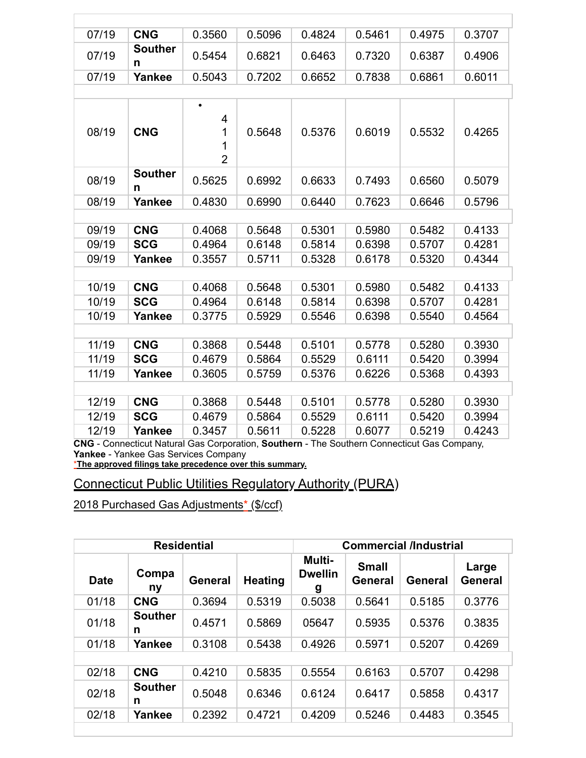| | | | | | | | |
|---|---|---|---|---|---|---|---|
| 07/19 | **CNG** | 0.3560 | 0.5096 | 0.4824 | 0.5461 | 0.4975 | 0.3707 |
| 07/19 | **Southern** | 0.5454 | 0.6821 | 0.6463 | 0.7320 | 0.6387 | 0.4906 |
| 07/19 | **Yankee** | 0.5043 | 0.7202 | 0.6652 | 0.7838 | 0.6861 | 0.6011 |
| | | | | | | | |
| 08/19 | **CNG** | • 4112 | 0.5648 | 0.5376 | 0.6019 | 0.5532 | 0.4265 |
| 08/19 | **Southern** | 0.5625 | 0.6992 | 0.6633 | 0.7493 | 0.6560 | 0.5079 |
| 08/19 | **Yankee** | 0.4830 | 0.6990 | 0.6440 | 0.7623 | 0.6646 | 0.5796 |
| | | | | | | | |
| 09/19 | **CNG** | 0.4068 | 0.5648 | 0.5301 | 0.5980 | 0.5482 | 0.4133 |
| 09/19 | **SCG** | 0.4964 | 0.6148 | 0.5814 | 0.6398 | 0.5707 | 0.4281 |
| 09/19 | **Yankee** | 0.3557 | 0.5711 | 0.5328 | 0.6178 | 0.5320 | 0.4344 |
| | | | | | | | |
| 10/19 | **CNG** | 0.4068 | 0.5648 | 0.5301 | 0.5980 | 0.5482 | 0.4133 |
| 10/19 | **SCG** | 0.4964 | 0.6148 | 0.5814 | 0.6398 | 0.5707 | 0.4281 |
| 10/19 | **Yankee** | 0.3775 | 0.5929 | 0.5546 | 0.6398 | 0.5540 | 0.4564 |
| | | | | | | | |
| 11/19 | **CNG** | 0.3868 | 0.5448 | 0.5101 | 0.5778 | 0.5280 | 0.3930 |
| 11/19 | **SCG** | 0.4679 | 0.5864 | 0.5529 | 0.6111 | 0.5420 | 0.3994 |
| 11/19 | **Yankee** | 0.3605 | 0.5759 | 0.5376 | 0.6226 | 0.5368 | 0.4393 |
| | | | | | | | |
| 12/19 | **CNG** | 0.3868 | 0.5448 | 0.5101 | 0.5778 | 0.5280 | 0.3930 |
| 12/19 | **SCG** | 0.4679 | 0.5864 | 0.5529 | 0.6111 | 0.5420 | 0.3994 |
| 12/19 | **Yankee** | 0.3457 | 0.5611 | 0.5228 | 0.6077 | 0.5219 | 0.4243 |

**CNG** - Connecticut Natural Gas Corporation, **Southern** - The Southern Connecticut Gas Company, **Yankee** - Yankee Gas Services Company

***The approved filings take precedence over this summary.**

Connecticut Public Utilities Regulatory Authority (PURA)

2018 Purchased Gas Adjustments* ($/ccf)

| Residential | | | | Commercial /Industrial | | | |
|---|---|---|---|---|---|---|---|
| **Date** | **Company** | **General** | **Heating** | **Multi-Dwelling** | **Small General** | **General** | **Large General** |
| 01/18 | **CNG** | 0.3694 | 0.5319 | 0.5038 | 0.5641 | 0.5185 | 0.3776 |
| 01/18 | **Southern** | 0.4571 | 0.5869 | 05647 | 0.5935 | 0.5376 | 0.3835 |
| 01/18 | **Yankee** | 0.3108 | 0.5438 | 0.4926 | 0.5971 | 0.5207 | 0.4269 |
| | | | | | | | |
| 02/18 | **CNG** | 0.4210 | 0.5835 | 0.5554 | 0.6163 | 0.5707 | 0.4298 |
| 02/18 | **Southern** | 0.5048 | 0.6346 | 0.6124 | 0.6417 | 0.5858 | 0.4317 |
| 02/18 | **Yankee** | 0.2392 | 0.4721 | 0.4209 | 0.5246 | 0.4483 | 0.3545 |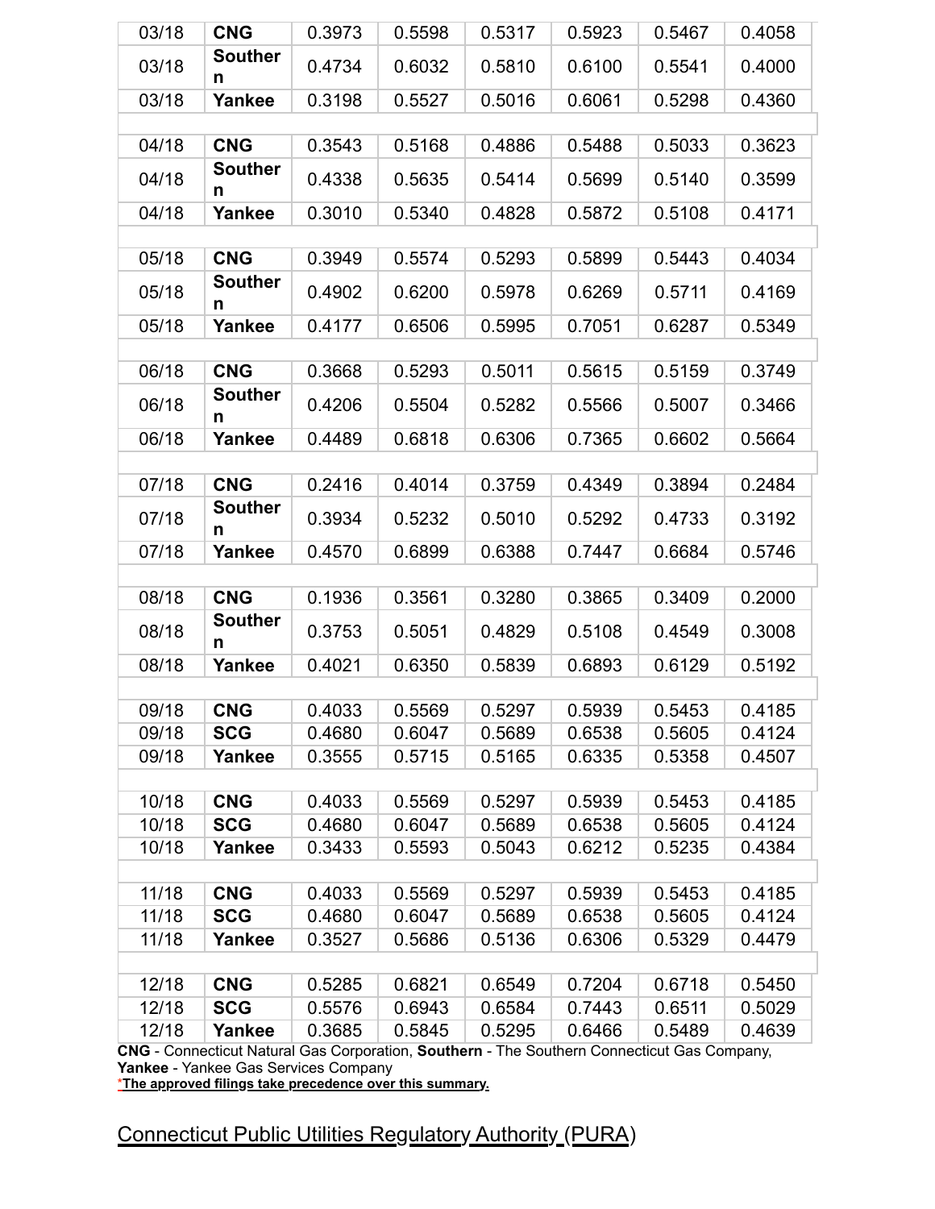| | | | | | | | |
|---|---|---|---|---|---|---|---|
| 03/18 | **CNG** | 0.3973 | 0.5598 | 0.5317 | 0.5923 | 0.5467 | 0.4058 |
| 03/18 | **Southern** | 0.4734 | 0.6032 | 0.5810 | 0.6100 | 0.5541 | 0.4000 |
| 03/18 | **Yankee** | 0.3198 | 0.5527 | 0.5016 | 0.6061 | 0.5298 | 0.4360 |
| | | | | | | | |
| 04/18 | **CNG** | 0.3543 | 0.5168 | 0.4886 | 0.5488 | 0.5033 | 0.3623 |
| 04/18 | **Southern** | 0.4338 | 0.5635 | 0.5414 | 0.5699 | 0.5140 | 0.3599 |
| 04/18 | **Yankee** | 0.3010 | 0.5340 | 0.4828 | 0.5872 | 0.5108 | 0.4171 |
| | | | | | | | |
| 05/18 | **CNG** | 0.3949 | 0.5574 | 0.5293 | 0.5899 | 0.5443 | 0.4034 |
| 05/18 | **Southern** | 0.4902 | 0.6200 | 0.5978 | 0.6269 | 0.5711 | 0.4169 |
| 05/18 | **Yankee** | 0.4177 | 0.6506 | 0.5995 | 0.7051 | 0.6287 | 0.5349 |
| | | | | | | | |
| 06/18 | **CNG** | 0.3668 | 0.5293 | 0.5011 | 0.5615 | 0.5159 | 0.3749 |
| 06/18 | **Southern** | 0.4206 | 0.5504 | 0.5282 | 0.5566 | 0.5007 | 0.3466 |
| 06/18 | **Yankee** | 0.4489 | 0.6818 | 0.6306 | 0.7365 | 0.6602 | 0.5664 |
| | | | | | | | |
| 07/18 | **CNG** | 0.2416 | 0.4014 | 0.3759 | 0.4349 | 0.3894 | 0.2484 |
| 07/18 | **Southern** | 0.3934 | 0.5232 | 0.5010 | 0.5292 | 0.4733 | 0.3192 |
| 07/18 | **Yankee** | 0.4570 | 0.6899 | 0.6388 | 0.7447 | 0.6684 | 0.5746 |
| | | | | | | | |
| 08/18 | **CNG** | 0.1936 | 0.3561 | 0.3280 | 0.3865 | 0.3409 | 0.2000 |
| 08/18 | **Southern** | 0.3753 | 0.5051 | 0.4829 | 0.5108 | 0.4549 | 0.3008 |
| 08/18 | **Yankee** | 0.4021 | 0.6350 | 0.5839 | 0.6893 | 0.6129 | 0.5192 |
| | | | | | | | |
| 09/18 | **CNG** | 0.4033 | 0.5569 | 0.5297 | 0.5939 | 0.5453 | 0.4185 |
| 09/18 | **SCG** | 0.4680 | 0.6047 | 0.5689 | 0.6538 | 0.5605 | 0.4124 |
| 09/18 | **Yankee** | 0.3555 | 0.5715 | 0.5165 | 0.6335 | 0.5358 | 0.4507 |
| | | | | | | | |
| 10/18 | **CNG** | 0.4033 | 0.5569 | 0.5297 | 0.5939 | 0.5453 | 0.4185 |
| 10/18 | **SCG** | 0.4680 | 0.6047 | 0.5689 | 0.6538 | 0.5605 | 0.4124 |
| 10/18 | **Yankee** | 0.3433 | 0.5593 | 0.5043 | 0.6212 | 0.5235 | 0.4384 |
| | | | | | | | |
| 11/18 | **CNG** | 0.4033 | 0.5569 | 0.5297 | 0.5939 | 0.5453 | 0.4185 |
| 11/18 | **SCG** | 0.4680 | 0.6047 | 0.5689 | 0.6538 | 0.5605 | 0.4124 |
| 11/18 | **Yankee** | 0.3527 | 0.5686 | 0.5136 | 0.6306 | 0.5329 | 0.4479 |
| | | | | | | | |
| 12/18 | **CNG** | 0.5285 | 0.6821 | 0.6549 | 0.7204 | 0.6718 | 0.5450 |
| 12/18 | **SCG** | 0.5576 | 0.6943 | 0.6584 | 0.7443 | 0.6511 | 0.5029 |
| 12/18 | **Yankee** | 0.3685 | 0.5845 | 0.5295 | 0.6466 | 0.5489 | 0.4639 |

**CNG** - Connecticut Natural Gas Corporation, **Southern** - The Southern Connecticut Gas Company, **Yankee** - Yankee Gas Services Company

***The approved filings take precedence over this summary.**

Connecticut Public Utilities Regulatory Authority (PURA)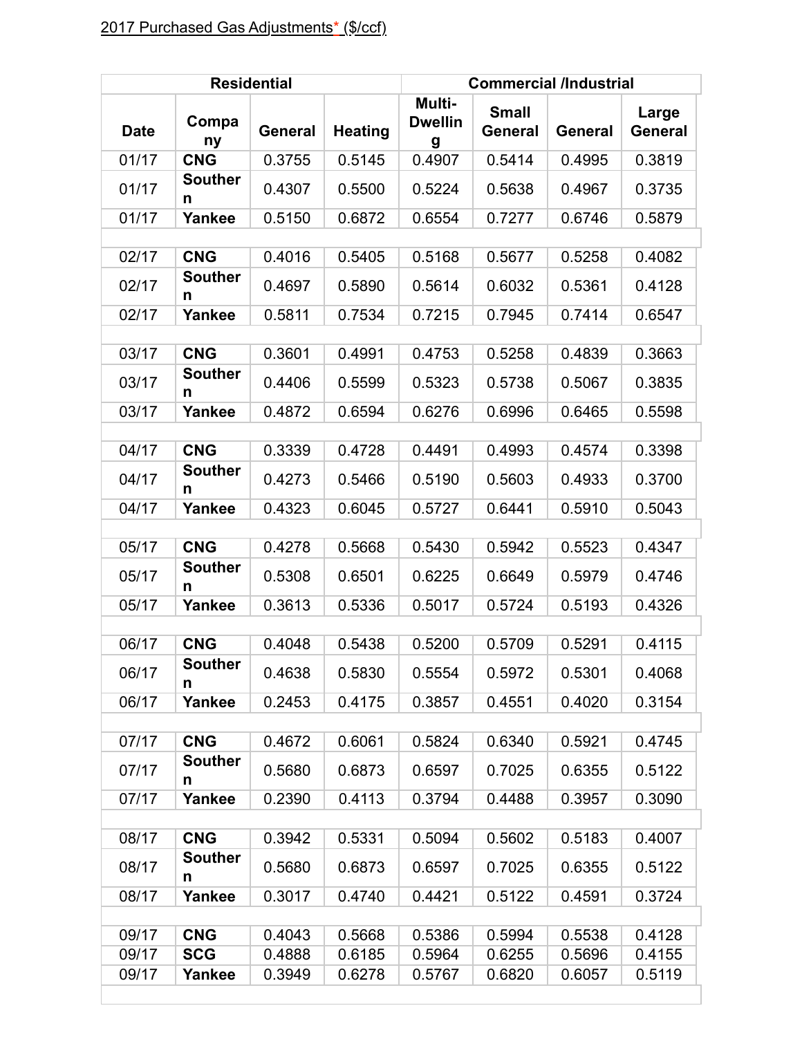2017 Purchased Gas Adjustments* ($/ccf)

| Residential | | | | Commercial /Industrial | | | |
|---|---|---|---|---|---|---|---|
| Date | Company | General | Heating | Multi-Dwelling | Small General | General | Large General |
| 01/17 | **CNG** | 0.3755 | 0.5145 | 0.4907 | 0.5414 | 0.4995 | 0.3819 |
| 01/17 | **Southern** | 0.4307 | 0.5500 | 0.5224 | 0.5638 | 0.4967 | 0.3735 |
| 01/17 | **Yankee** | 0.5150 | 0.6872 | 0.6554 | 0.7277 | 0.6746 | 0.5879 |
| | | | | | | | |
| 02/17 | **CNG** | 0.4016 | 0.5405 | 0.5168 | 0.5677 | 0.5258 | 0.4082 |
| 02/17 | **Southern** | 0.4697 | 0.5890 | 0.5614 | 0.6032 | 0.5361 | 0.4128 |
| 02/17 | **Yankee** | 0.5811 | 0.7534 | 0.7215 | 0.7945 | 0.7414 | 0.6547 |
| | | | | | | | |
| 03/17 | **CNG** | 0.3601 | 0.4991 | 0.4753 | 0.5258 | 0.4839 | 0.3663 |
| 03/17 | **Southern** | 0.4406 | 0.5599 | 0.5323 | 0.5738 | 0.5067 | 0.3835 |
| 03/17 | **Yankee** | 0.4872 | 0.6594 | 0.6276 | 0.6996 | 0.6465 | 0.5598 |
| | | | | | | | |
| 04/17 | **CNG** | 0.3339 | 0.4728 | 0.4491 | 0.4993 | 0.4574 | 0.3398 |
| 04/17 | **Southern** | 0.4273 | 0.5466 | 0.5190 | 0.5603 | 0.4933 | 0.3700 |
| 04/17 | **Yankee** | 0.4323 | 0.6045 | 0.5727 | 0.6441 | 0.5910 | 0.5043 |
| | | | | | | | |
| 05/17 | **CNG** | 0.4278 | 0.5668 | 0.5430 | 0.5942 | 0.5523 | 0.4347 |
| 05/17 | **Southern** | 0.5308 | 0.6501 | 0.6225 | 0.6649 | 0.5979 | 0.4746 |
| 05/17 | **Yankee** | 0.3613 | 0.5336 | 0.5017 | 0.5724 | 0.5193 | 0.4326 |
| | | | | | | | |
| 06/17 | **CNG** | 0.4048 | 0.5438 | 0.5200 | 0.5709 | 0.5291 | 0.4115 |
| 06/17 | **Southern** | 0.4638 | 0.5830 | 0.5554 | 0.5972 | 0.5301 | 0.4068 |
| 06/17 | **Yankee** | 0.2453 | 0.4175 | 0.3857 | 0.4551 | 0.4020 | 0.3154 |
| | | | | | | | |
| 07/17 | **CNG** | 0.4672 | 0.6061 | 0.5824 | 0.6340 | 0.5921 | 0.4745 |
| 07/17 | **Southern** | 0.5680 | 0.6873 | 0.6597 | 0.7025 | 0.6355 | 0.5122 |
| 07/17 | **Yankee** | 0.2390 | 0.4113 | 0.3794 | 0.4488 | 0.3957 | 0.3090 |
| | | | | | | | |
| 08/17 | **CNG** | 0.3942 | 0.5331 | 0.5094 | 0.5602 | 0.5183 | 0.4007 |
| 08/17 | **Southern** | 0.5680 | 0.6873 | 0.6597 | 0.7025 | 0.6355 | 0.5122 |
| 08/17 | **Yankee** | 0.3017 | 0.4740 | 0.4421 | 0.5122 | 0.4591 | 0.3724 |
| | | | | | | | |
| 09/17 | **CNG** | 0.4043 | 0.5668 | 0.5386 | 0.5994 | 0.5538 | 0.4128 |
| 09/17 | **SCG** | 0.4888 | 0.6185 | 0.5964 | 0.6255 | 0.5696 | 0.4155 |
| 09/17 | **Yankee** | 0.3949 | 0.6278 | 0.5767 | 0.6820 | 0.6057 | 0.5119 |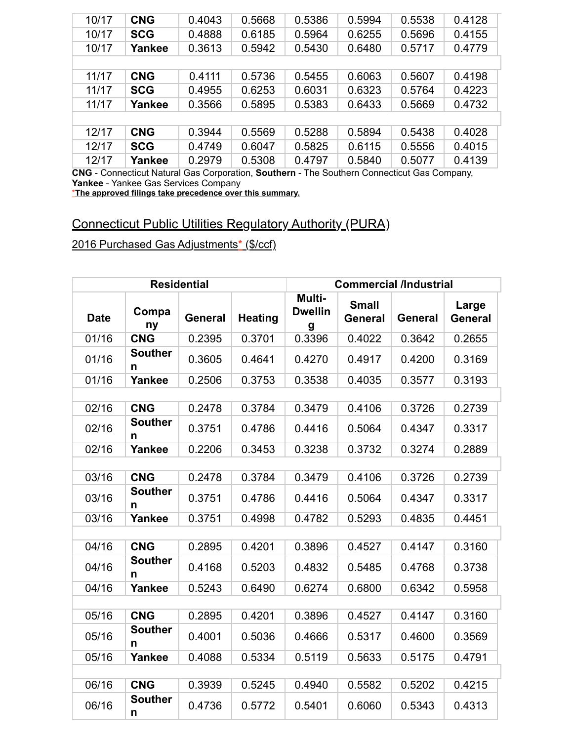| | | | | | | | |
|---|---|---|---|---|---|---|---|
| 10/17 | **CNG** | 0.4043 | 0.5668 | 0.5386 | 0.5994 | 0.5538 | 0.4128 |
| 10/17 | **SCG** | 0.4888 | 0.6185 | 0.5964 | 0.6255 | 0.5696 | 0.4155 |
| 10/17 | **Yankee** | 0.3613 | 0.5942 | 0.5430 | 0.6480 | 0.5717 | 0.4779 |
| | | | | | | | |
| 11/17 | **CNG** | 0.4111 | 0.5736 | 0.5455 | 0.6063 | 0.5607 | 0.4198 |
| 11/17 | **SCG** | 0.4955 | 0.6253 | 0.6031 | 0.6323 | 0.5764 | 0.4223 |
| 11/17 | **Yankee** | 0.3566 | 0.5895 | 0.5383 | 0.6433 | 0.5669 | 0.4732 |
| | | | | | | | |
| 12/17 | **CNG** | 0.3944 | 0.5569 | 0.5288 | 0.5894 | 0.5438 | 0.4028 |
| 12/17 | **SCG** | 0.4749 | 0.6047 | 0.5825 | 0.6115 | 0.5556 | 0.4015 |
| 12/17 | **Yankee** | 0.2979 | 0.5308 | 0.4797 | 0.5840 | 0.5077 | 0.4139 |

**CNG** - Connecticut Natural Gas Corporation, **Southern** - The Southern Connecticut Gas Company, **Yankee** - Yankee Gas Services Company

***The approved filings take precedence over this summary.**

## Connecticut Public Utilities Regulatory Authority (PURA)

2016 Purchased Gas Adjustments* ($/ccf)

| Residential | | | | Commercial /Industrial | | | |
|---|---|---|---|---|---|---|---|
| **Date** | **Company** | **General** | **Heating** | **Multi-Dwelling** | **Small General** | **General** | **Large General** |
| 01/16 | **CNG** | 0.2395 | 0.3701 | 0.3396 | 0.4022 | 0.3642 | 0.2655 |
| 01/16 | **Southern** | 0.3605 | 0.4641 | 0.4270 | 0.4917 | 0.4200 | 0.3169 |
| 01/16 | **Yankee** | 0.2506 | 0.3753 | 0.3538 | 0.4035 | 0.3577 | 0.3193 |
| | | | | | | | |
| 02/16 | **CNG** | 0.2478 | 0.3784 | 0.3479 | 0.4106 | 0.3726 | 0.2739 |
| 02/16 | **Southern** | 0.3751 | 0.4786 | 0.4416 | 0.5064 | 0.4347 | 0.3317 |
| 02/16 | **Yankee** | 0.2206 | 0.3453 | 0.3238 | 0.3732 | 0.3274 | 0.2889 |
| | | | | | | | |
| 03/16 | **CNG** | 0.2478 | 0.3784 | 0.3479 | 0.4106 | 0.3726 | 0.2739 |
| 03/16 | **Southern** | 0.3751 | 0.4786 | 0.4416 | 0.5064 | 0.4347 | 0.3317 |
| 03/16 | **Yankee** | 0.3751 | 0.4998 | 0.4782 | 0.5293 | 0.4835 | 0.4451 |
| | | | | | | | |
| 04/16 | **CNG** | 0.2895 | 0.4201 | 0.3896 | 0.4527 | 0.4147 | 0.3160 |
| 04/16 | **Southern** | 0.4168 | 0.5203 | 0.4832 | 0.5485 | 0.4768 | 0.3738 |
| 04/16 | **Yankee** | 0.5243 | 0.6490 | 0.6274 | 0.6800 | 0.6342 | 0.5958 |
| | | | | | | | |
| 05/16 | **CNG** | 0.2895 | 0.4201 | 0.3896 | 0.4527 | 0.4147 | 0.3160 |
| 05/16 | **Southern** | 0.4001 | 0.5036 | 0.4666 | 0.5317 | 0.4600 | 0.3569 |
| 05/16 | **Yankee** | 0.4088 | 0.5334 | 0.5119 | 0.5633 | 0.5175 | 0.4791 |
| | | | | | | | |
| 06/16 | **CNG** | 0.3939 | 0.5245 | 0.4940 | 0.5582 | 0.5202 | 0.4215 |
| 06/16 | **Southern** | 0.4736 | 0.5772 | 0.5401 | 0.6060 | 0.5343 | 0.4313 |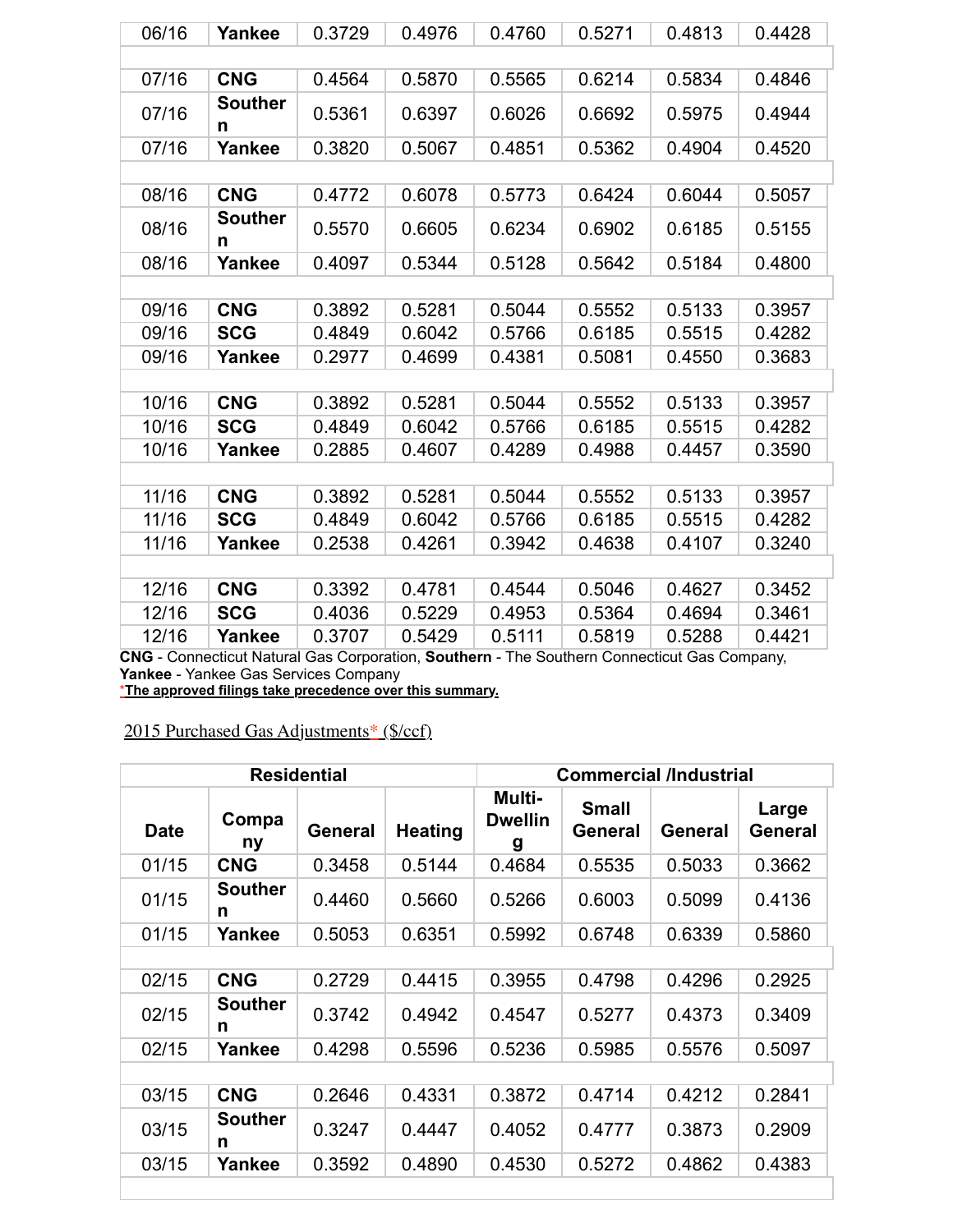| 06/16 | Yankee | 0.3729 | 0.4976 | 0.4760 | 0.5271 | 0.4813 | 0.4428 |
|---|---|---|---|---|---|---|---|
| | | | | | | | |
| 07/16 | CNG | 0.4564 | 0.5870 | 0.5565 | 0.6214 | 0.5834 | 0.4846 |
| 07/16 | Southern | 0.5361 | 0.6397 | 0.6026 | 0.6692 | 0.5975 | 0.4944 |
| 07/16 | Yankee | 0.3820 | 0.5067 | 0.4851 | 0.5362 | 0.4904 | 0.4520 |
| | | | | | | | |
| 08/16 | CNG | 0.4772 | 0.6078 | 0.5773 | 0.6424 | 0.6044 | 0.5057 |
| 08/16 | Southern | 0.5570 | 0.6605 | 0.6234 | 0.6902 | 0.6185 | 0.5155 |
| 08/16 | Yankee | 0.4097 | 0.5344 | 0.5128 | 0.5642 | 0.5184 | 0.4800 |
| | | | | | | | |
| 09/16 | CNG | 0.3892 | 0.5281 | 0.5044 | 0.5552 | 0.5133 | 0.3957 |
| 09/16 | SCG | 0.4849 | 0.6042 | 0.5766 | 0.6185 | 0.5515 | 0.4282 |
| 09/16 | Yankee | 0.2977 | 0.4699 | 0.4381 | 0.5081 | 0.4550 | 0.3683 |
| | | | | | | | |
| 10/16 | CNG | 0.3892 | 0.5281 | 0.5044 | 0.5552 | 0.5133 | 0.3957 |
| 10/16 | SCG | 0.4849 | 0.6042 | 0.5766 | 0.6185 | 0.5515 | 0.4282 |
| 10/16 | Yankee | 0.2885 | 0.4607 | 0.4289 | 0.4988 | 0.4457 | 0.3590 |
| | | | | | | | |
| 11/16 | CNG | 0.3892 | 0.5281 | 0.5044 | 0.5552 | 0.5133 | 0.3957 |
| 11/16 | SCG | 0.4849 | 0.6042 | 0.5766 | 0.6185 | 0.5515 | 0.4282 |
| 11/16 | Yankee | 0.2538 | 0.4261 | 0.3942 | 0.4638 | 0.4107 | 0.3240 |
| | | | | | | | |
| 12/16 | CNG | 0.3392 | 0.4781 | 0.4544 | 0.5046 | 0.4627 | 0.3452 |
| 12/16 | SCG | 0.4036 | 0.5229 | 0.4953 | 0.5364 | 0.4694 | 0.3461 |
| 12/16 | Yankee | 0.3707 | 0.5429 | 0.5111 | 0.5819 | 0.5288 | 0.4421 |

**CNG** - Connecticut Natural Gas Corporation, **Southern** - The Southern Connecticut Gas Company, **Yankee** - Yankee Gas Services Company

***The approved filings take precedence over this summary.**

2015 Purchased Gas Adjustments* ($/ccf)

| Residential | | | | Commercial /Industrial | | | |
|---|---|---|---|---|---|---|---|
| **Date** | **Company** | **General** | **Heating** | **Multi-Dwelling** | **Small General** | **General** | **Large General** |
| 01/15 | CNG | 0.3458 | 0.5144 | 0.4684 | 0.5535 | 0.5033 | 0.3662 |
| 01/15 | Southern | 0.4460 | 0.5660 | 0.5266 | 0.6003 | 0.5099 | 0.4136 |
| 01/15 | Yankee | 0.5053 | 0.6351 | 0.5992 | 0.6748 | 0.6339 | 0.5860 |
| | | | | | | | |
| 02/15 | CNG | 0.2729 | 0.4415 | 0.3955 | 0.4798 | 0.4296 | 0.2925 |
| 02/15 | Southern | 0.3742 | 0.4942 | 0.4547 | 0.5277 | 0.4373 | 0.3409 |
| 02/15 | Yankee | 0.4298 | 0.5596 | 0.5236 | 0.5985 | 0.5576 | 0.5097 |
| | | | | | | | |
| 03/15 | CNG | 0.2646 | 0.4331 | 0.3872 | 0.4714 | 0.4212 | 0.2841 |
| 03/15 | Southern | 0.3247 | 0.4447 | 0.4052 | 0.4777 | 0.3873 | 0.2909 |
| 03/15 | Yankee | 0.3592 | 0.4890 | 0.4530 | 0.5272 | 0.4862 | 0.4383 |
| | | | | | | | |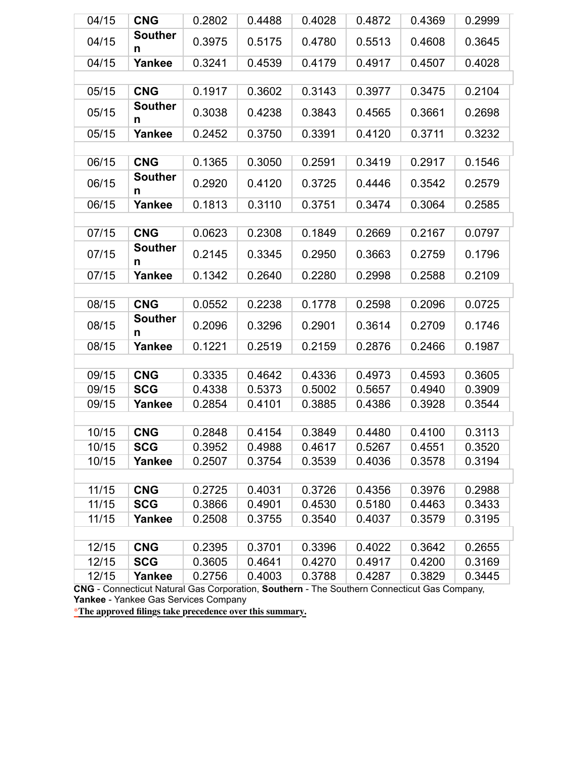| | | | | | | | |
|---|---|---|---|---|---|---|---|
| 04/15 | **CNG** | 0.2802 | 0.4488 | 0.4028 | 0.4872 | 0.4369 | 0.2999 |
| 04/15 | **Southern** | 0.3975 | 0.5175 | 0.4780 | 0.5513 | 0.4608 | 0.3645 |
| 04/15 | **Yankee** | 0.3241 | 0.4539 | 0.4179 | 0.4917 | 0.4507 | 0.4028 |
| | | | | | | | |
| 05/15 | **CNG** | 0.1917 | 0.3602 | 0.3143 | 0.3977 | 0.3475 | 0.2104 |
| 05/15 | **Southern** | 0.3038 | 0.4238 | 0.3843 | 0.4565 | 0.3661 | 0.2698 |
| 05/15 | **Yankee** | 0.2452 | 0.3750 | 0.3391 | 0.4120 | 0.3711 | 0.3232 |
| | | | | | | | |
| 06/15 | **CNG** | 0.1365 | 0.3050 | 0.2591 | 0.3419 | 0.2917 | 0.1546 |
| 06/15 | **Southern** | 0.2920 | 0.4120 | 0.3725 | 0.4446 | 0.3542 | 0.2579 |
| 06/15 | **Yankee** | 0.1813 | 0.3110 | 0.3751 | 0.3474 | 0.3064 | 0.2585 |
| | | | | | | | |
| 07/15 | **CNG** | 0.0623 | 0.2308 | 0.1849 | 0.2669 | 0.2167 | 0.0797 |
| 07/15 | **Southern** | 0.2145 | 0.3345 | 0.2950 | 0.3663 | 0.2759 | 0.1796 |
| 07/15 | **Yankee** | 0.1342 | 0.2640 | 0.2280 | 0.2998 | 0.2588 | 0.2109 |
| | | | | | | | |
| 08/15 | **CNG** | 0.0552 | 0.2238 | 0.1778 | 0.2598 | 0.2096 | 0.0725 |
| 08/15 | **Southern** | 0.2096 | 0.3296 | 0.2901 | 0.3614 | 0.2709 | 0.1746 |
| 08/15 | **Yankee** | 0.1221 | 0.2519 | 0.2159 | 0.2876 | 0.2466 | 0.1987 |
| | | | | | | | |
| 09/15 | **CNG** | 0.3335 | 0.4642 | 0.4336 | 0.4973 | 0.4593 | 0.3605 |
| 09/15 | **SCG** | 0.4338 | 0.5373 | 0.5002 | 0.5657 | 0.4940 | 0.3909 |
| 09/15 | **Yankee** | 0.2854 | 0.4101 | 0.3885 | 0.4386 | 0.3928 | 0.3544 |
| | | | | | | | |
| 10/15 | **CNG** | 0.2848 | 0.4154 | 0.3849 | 0.4480 | 0.4100 | 0.3113 |
| 10/15 | **SCG** | 0.3952 | 0.4988 | 0.4617 | 0.5267 | 0.4551 | 0.3520 |
| 10/15 | **Yankee** | 0.2507 | 0.3754 | 0.3539 | 0.4036 | 0.3578 | 0.3194 |
| | | | | | | | |
| 11/15 | **CNG** | 0.2725 | 0.4031 | 0.3726 | 0.4356 | 0.3976 | 0.2988 |
| 11/15 | **SCG** | 0.3866 | 0.4901 | 0.4530 | 0.5180 | 0.4463 | 0.3433 |
| 11/15 | **Yankee** | 0.2508 | 0.3755 | 0.3540 | 0.4037 | 0.3579 | 0.3195 |
| | | | | | | | |
| 12/15 | **CNG** | 0.2395 | 0.3701 | 0.3396 | 0.4022 | 0.3642 | 0.2655 |
| 12/15 | **SCG** | 0.3605 | 0.4641 | 0.4270 | 0.4917 | 0.4200 | 0.3169 |
| 12/15 | **Yankee** | 0.2756 | 0.4003 | 0.3788 | 0.4287 | 0.3829 | 0.3445 |

**CNG** - Connecticut Natural Gas Corporation, **Southern** - The Southern Connecticut Gas Company, **Yankee** - Yankee Gas Services Company

*__The approved filings take precedence over this summary.__